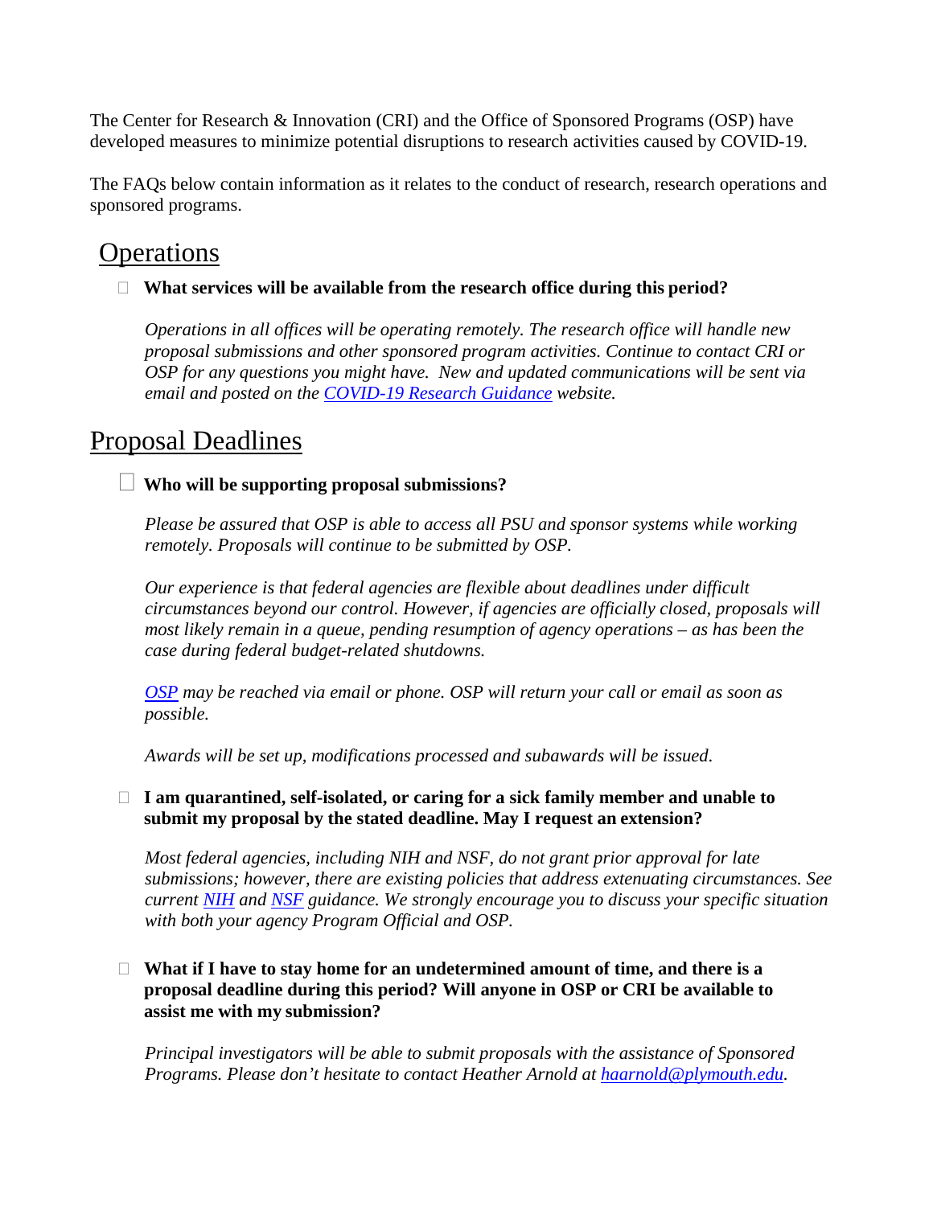The Center for Research & Innovation (CRI) and the Office of Sponsored Programs (OSP) have developed measures to minimize potential disruptions to research activities caused by COVID-19.

The FAQs below contain information as it relates to the conduct of research, research operations and sponsored programs.

## Operations

- **What services will be available from the research office during this period?**

  *Operations in all offices will be operating remotely. The research office will handle new proposal submissions and other sponsored program activities. Continue to contact CRI or OSP for any questions you might have. New and updated communications will be sent via email and posted on the [COVID-19 Research Guidance]() website.*

## Proposal Deadlines

- **Who will be supporting proposal submissions?**

  *Please be assured that OSP is able to access all PSU and sponsor systems while working remotely. Proposals will continue to be submitted by OSP.*

  *Our experience is that federal agencies are flexible about deadlines under difficult circumstances beyond our control. However, if agencies are officially closed, proposals will most likely remain in a queue, pending resumption of agency operations – as has been the case during federal budget-related shutdowns.*

  *[OSP]() may be reached via email or phone. OSP will return your call or email as soon as possible.*

  *Awards will be set up, modifications processed and subawards will be issued.*

- **I am quarantined, self-isolated, or caring for a sick family member and unable to submit my proposal by the stated deadline. May I request an extension?**

  *Most federal agencies, including NIH and NSF, do not grant prior approval for late submissions; however, there are existing policies that address extenuating circumstances. See current [NIH]() and [NSF]() guidance. We strongly encourage you to discuss your specific situation with both your agency Program Official and OSP.*

- **What if I have to stay home for an undetermined amount of time, and there is a proposal deadline during this period? Will anyone in OSP or CRI be available to assist me with my submission?**

  *Principal investigators will be able to submit proposals with the assistance of Sponsored Programs. Please don't hesitate to contact Heather Arnold at [haarnold@plymouth.edu](mailto:haarnold@plymouth.edu).*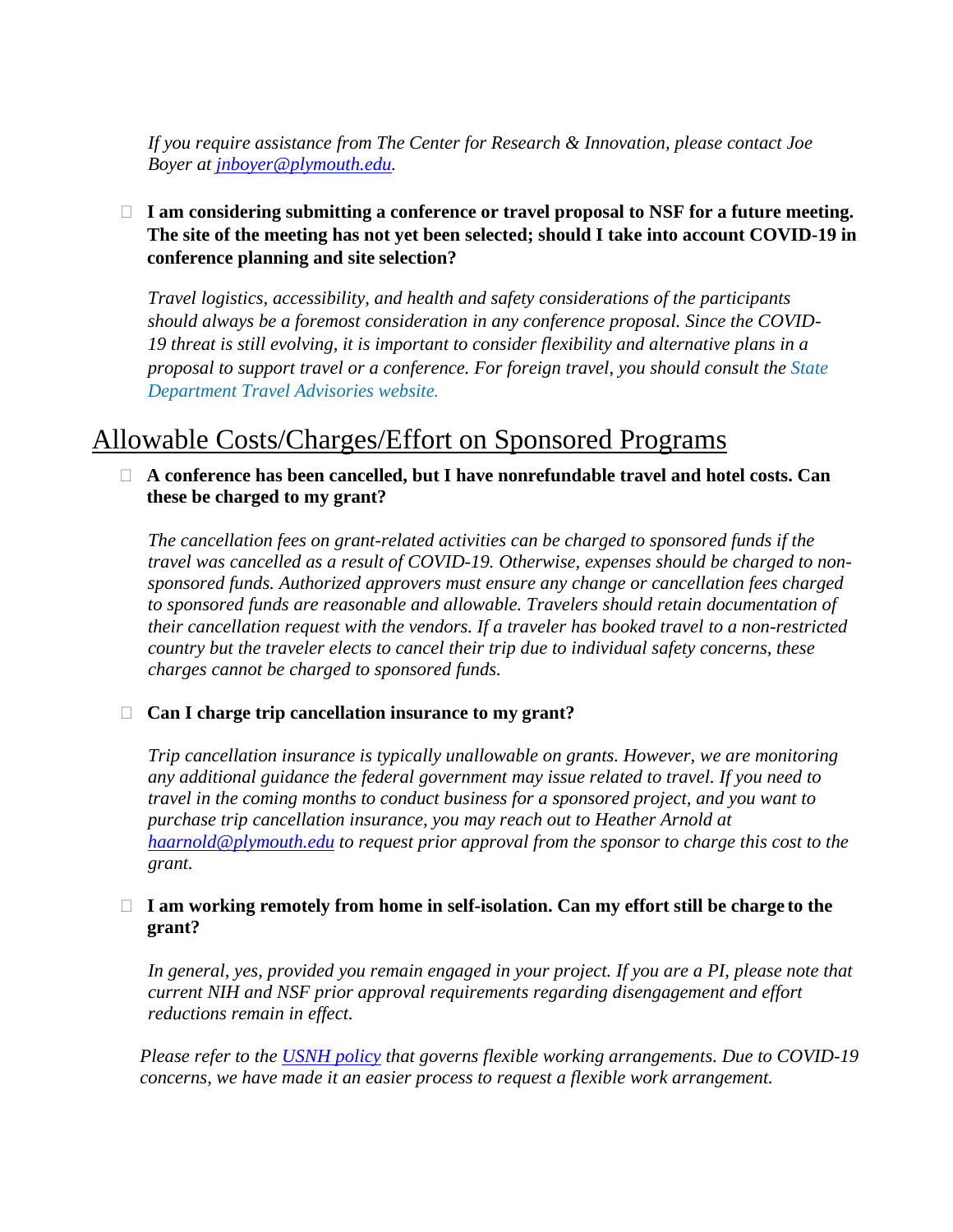*If you require assistance from The Center for Research & Innovation, please contact Joe Boyer at [jnboyer@plymouth.edu](mailto:jnboyer@plymouth.edu).*

- **I am considering submitting a conference or travel proposal to NSF for a future meeting. The site of the meeting has not yet been selected; should I take into account COVID-19 in conference planning and site selection?**

  *Travel logistics, accessibility, and health and safety considerations of the participants should always be a foremost consideration in any conference proposal. Since the COVID-19 threat is still evolving, it is important to consider flexibility and alternative plans in a proposal to support travel or a conference. For foreign travel, you should consult the State Department Travel Advisories website.*

## Allowable Costs/Charges/Effort on Sponsored Programs

- **A conference has been cancelled, but I have nonrefundable travel and hotel costs. Can these be charged to my grant?**

  *The cancellation fees on grant-related activities can be charged to sponsored funds if the travel was cancelled as a result of COVID-19. Otherwise, expenses should be charged to non-sponsored funds. Authorized approvers must ensure any change or cancellation fees charged to sponsored funds are reasonable and allowable. Travelers should retain documentation of their cancellation request with the vendors. If a traveler has booked travel to a non-restricted country but the traveler elects to cancel their trip due to individual safety concerns, these charges cannot be charged to sponsored funds.*

- **Can I charge trip cancellation insurance to my grant?**

  *Trip cancellation insurance is typically unallowable on grants. However, we are monitoring any additional guidance the federal government may issue related to travel. If you need to travel in the coming months to conduct business for a sponsored project, and you want to purchase trip cancellation insurance, you may reach out to Heather Arnold at [haarnold@plymouth.edu](mailto:haarnold@plymouth.edu) to request prior approval from the sponsor to charge this cost to the grant.*

- **I am working remotely from home in self-isolation. Can my effort still be charge to the grant?**

  *In general, yes, provided you remain engaged in your project. If you are a PI, please note that current NIH and NSF prior approval requirements regarding disengagement and effort reductions remain in effect.*

*Please refer to the USNH policy that governs flexible working arrangements. Due to COVID-19 concerns, we have made it an easier process to request a flexible work arrangement.*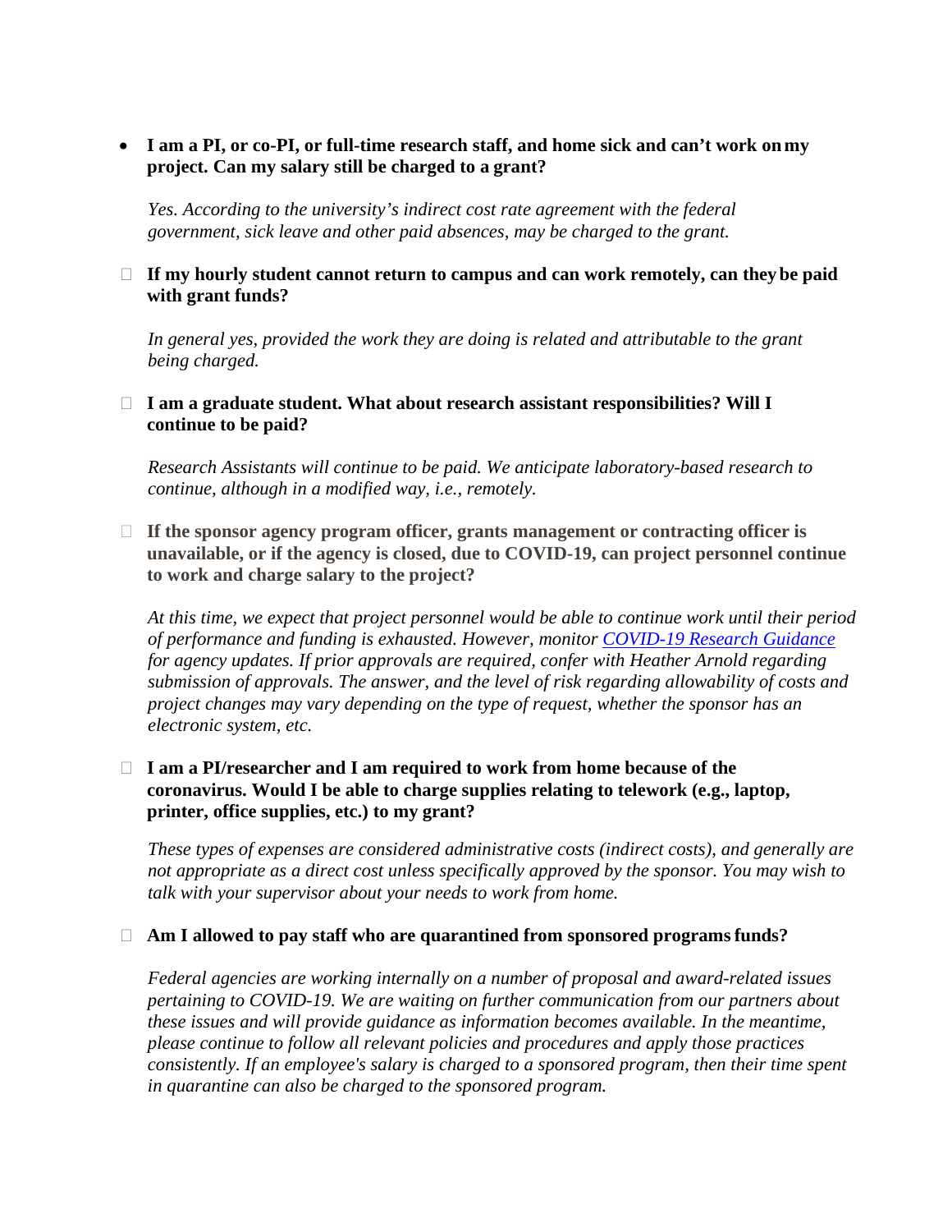- **I am a PI, or co-PI, or full-time research staff, and home sick and can't work on my project. Can my salary still be charged to a grant?**

  *Yes. According to the university's indirect cost rate agreement with the federal government, sick leave and other paid absences, may be charged to the grant.*

- **If my hourly student cannot return to campus and can work remotely, can they be paid with grant funds?**

  *In general yes, provided the work they are doing is related and attributable to the grant being charged.*

- **I am a graduate student. What about research assistant responsibilities? Will I continue to be paid?**

  *Research Assistants will continue to be paid. We anticipate laboratory-based research to continue, although in a modified way, i.e., remotely.*

- **If the sponsor agency program officer, grants management or contracting officer is unavailable, or if the agency is closed, due to COVID-19, can project personnel continue to work and charge salary to the project?**

  *At this time, we expect that project personnel would be able to continue work until their period of performance and funding is exhausted. However, monitor [COVID-19 Research Guidance] for agency updates. If prior approvals are required, confer with Heather Arnold regarding submission of approvals. The answer, and the level of risk regarding allowability of costs and project changes may vary depending on the type of request, whether the sponsor has an electronic system, etc.*

- **I am a PI/researcher and I am required to work from home because of the coronavirus. Would I be able to charge supplies relating to telework (e.g., laptop, printer, office supplies, etc.) to my grant?**

  *These types of expenses are considered administrative costs (indirect costs), and generally are not appropriate as a direct cost unless specifically approved by the sponsor. You may wish to talk with your supervisor about your needs to work from home.*

- **Am I allowed to pay staff who are quarantined from sponsored programs funds?**

  *Federal agencies are working internally on a number of proposal and award-related issues pertaining to COVID-19. We are waiting on further communication from our partners about these issues and will provide guidance as information becomes available. In the meantime, please continue to follow all relevant policies and procedures and apply those practices consistently. If an employee's salary is charged to a sponsored program, then their time spent in quarantine can also be charged to the sponsored program.*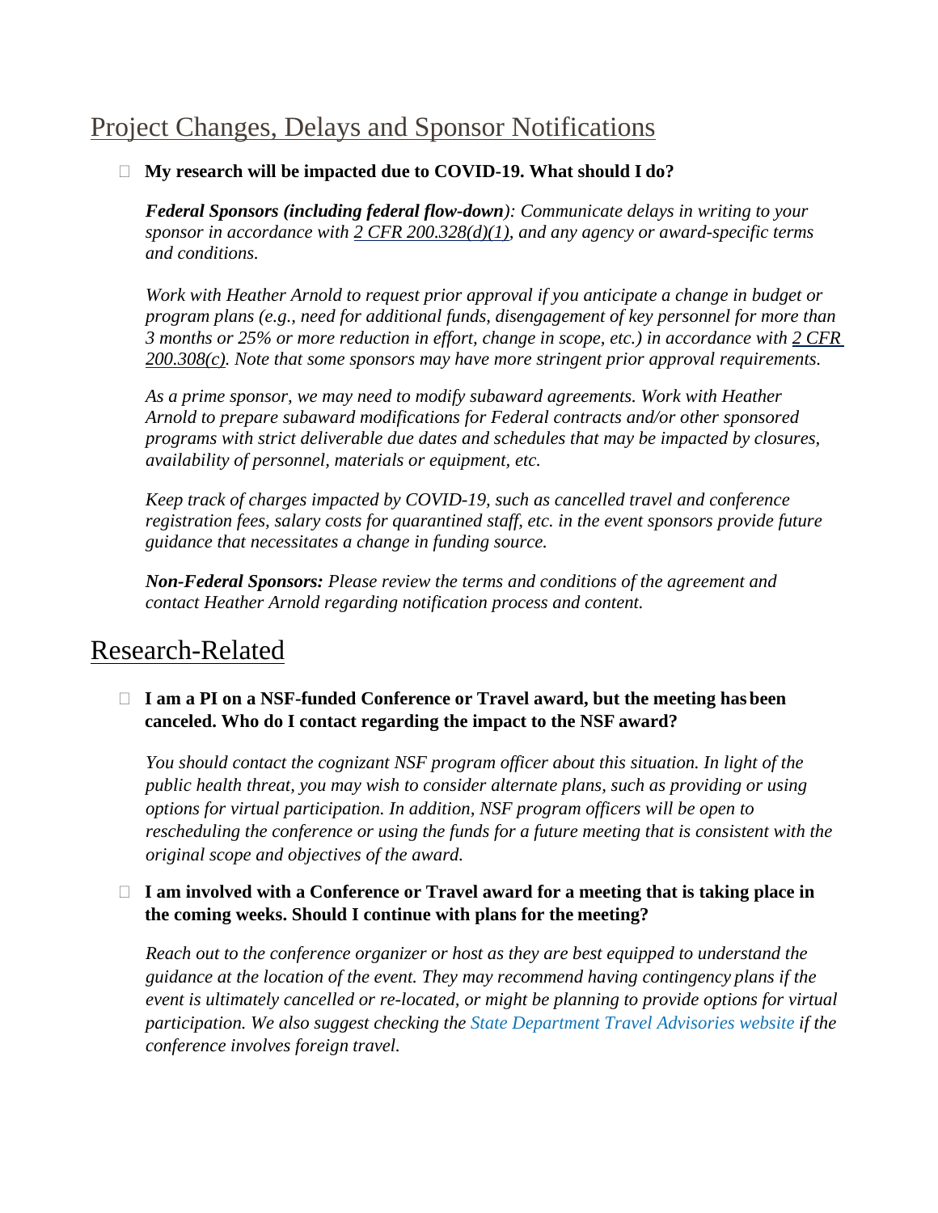## Project Changes, Delays and Sponsor Notifications

- **My research will be impacted due to COVID-19. What should I do?**

  ***Federal Sponsors (including federal flow-down****): Communicate delays in writing to your sponsor in accordance with 2 CFR 200.328(d)(1), and any agency or award-specific terms and conditions.*

  *Work with Heather Arnold to request prior approval if you anticipate a change in budget or program plans (e.g., need for additional funds, disengagement of key personnel for more than 3 months or 25% or more reduction in effort, change in scope, etc.) in accordance with 2 CFR 200.308(c). Note that some sponsors may have more stringent prior approval requirements.*

  *As a prime sponsor, we may need to modify subaward agreements. Work with Heather Arnold to prepare subaward modifications for Federal contracts and/or other sponsored programs with strict deliverable due dates and schedules that may be impacted by closures, availability of personnel, materials or equipment, etc.*

  *Keep track of charges impacted by COVID-19, such as cancelled travel and conference registration fees, salary costs for quarantined staff, etc. in the event sponsors provide future guidance that necessitates a change in funding source.*

  ***Non-Federal Sponsors:** Please review the terms and conditions of the agreement and contact Heather Arnold regarding notification process and content.*

## Research-Related

- **I am a PI on a NSF-funded Conference or Travel award, but the meeting has been canceled. Who do I contact regarding the impact to the NSF award?**

  *You should contact the cognizant NSF program officer about this situation. In light of the public health threat, you may wish to consider alternate plans, such as providing or using options for virtual participation. In addition, NSF program officers will be open to rescheduling the conference or using the funds for a future meeting that is consistent with the original scope and objectives of the award.*

- **I am involved with a Conference or Travel award for a meeting that is taking place in the coming weeks. Should I continue with plans for the meeting?**

  *Reach out to the conference organizer or host as they are best equipped to understand the guidance at the location of the event. They may recommend having contingency plans if the event is ultimately cancelled or re-located, or might be planning to provide options for virtual participation. We also suggest checking the State Department Travel Advisories website if the conference involves foreign travel.*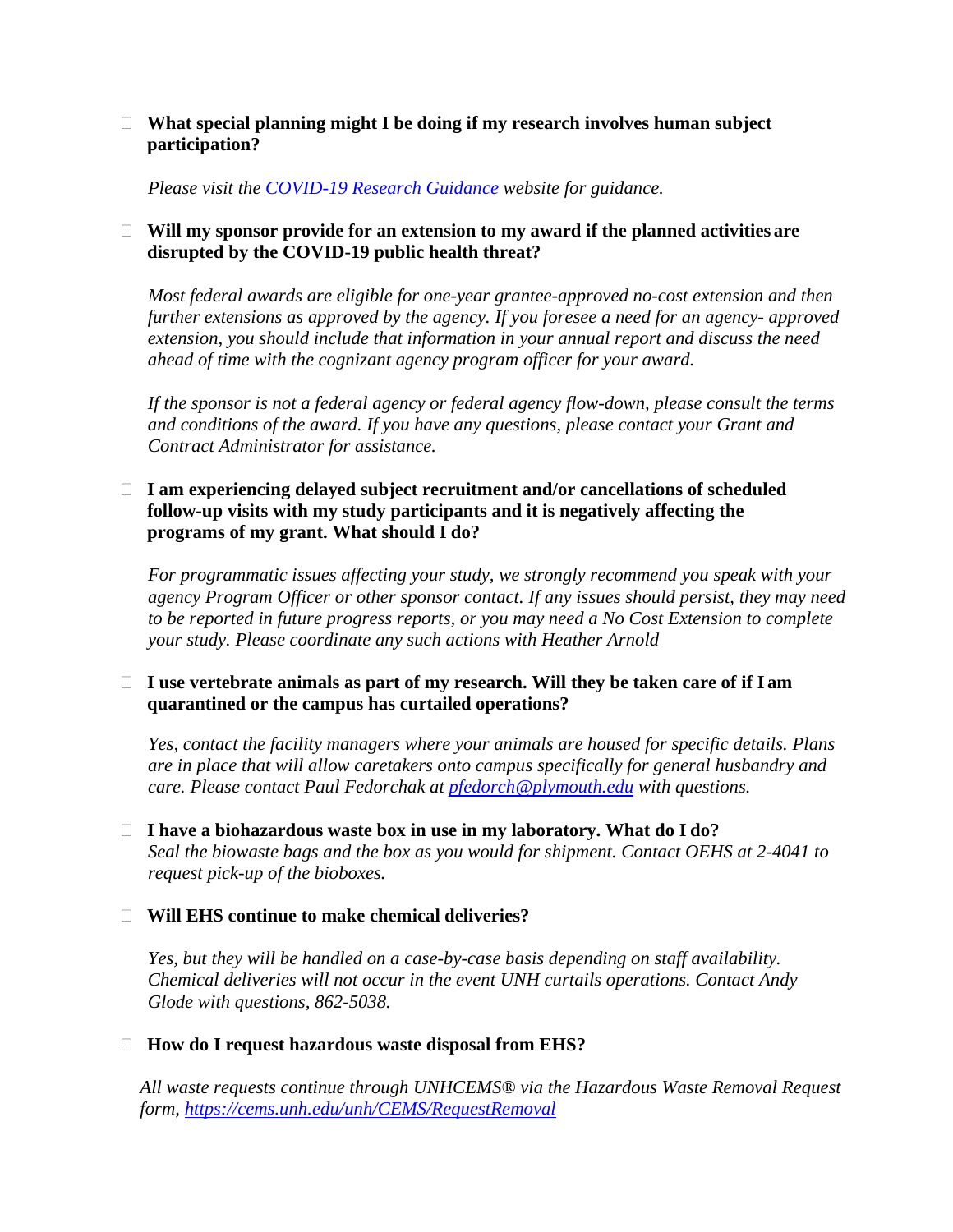- **What special planning might I be doing if my research involves human subject participation?**

  *Please visit the COVID-19 Research Guidance website for guidance.*

- **Will my sponsor provide for an extension to my award if the planned activities are disrupted by the COVID-19 public health threat?**

  *Most federal awards are eligible for one-year grantee-approved no-cost extension and then further extensions as approved by the agency. If you foresee a need for an agency- approved extension, you should include that information in your annual report and discuss the need ahead of time with the cognizant agency program officer for your award.*

  *If the sponsor is not a federal agency or federal agency flow-down, please consult the terms and conditions of the award. If you have any questions, please contact your Grant and Contract Administrator for assistance.*

- **I am experiencing delayed subject recruitment and/or cancellations of scheduled follow-up visits with my study participants and it is negatively affecting the programs of my grant. What should I do?**

  *For programmatic issues affecting your study, we strongly recommend you speak with your agency Program Officer or other sponsor contact. If any issues should persist, they may need to be reported in future progress reports, or you may need a No Cost Extension to complete your study. Please coordinate any such actions with Heather Arnold*

- **I use vertebrate animals as part of my research. Will they be taken care of if I am quarantined or the campus has curtailed operations?**

  *Yes, contact the facility managers where your animals are housed for specific details. Plans are in place that will allow caretakers onto campus specifically for general husbandry and care. Please contact Paul Fedorchak at pfedorch@plymouth.edu with questions.*

- **I have a biohazardous waste box in use in my laboratory. What do I do?**
  *Seal the biowaste bags and the box as you would for shipment. Contact OEHS at 2-4041 to request pick-up of the bioboxes.*

- **Will EHS continue to make chemical deliveries?**

  *Yes, but they will be handled on a case-by-case basis depending on staff availability. Chemical deliveries will not occur in the event UNH curtails operations. Contact Andy Glode with questions, 862-5038.*

- **How do I request hazardous waste disposal from EHS?**

  *All waste requests continue through UNHCEMS® via the Hazardous Waste Removal Request form, https://cems.unh.edu/unh/CEMS/RequestRemoval*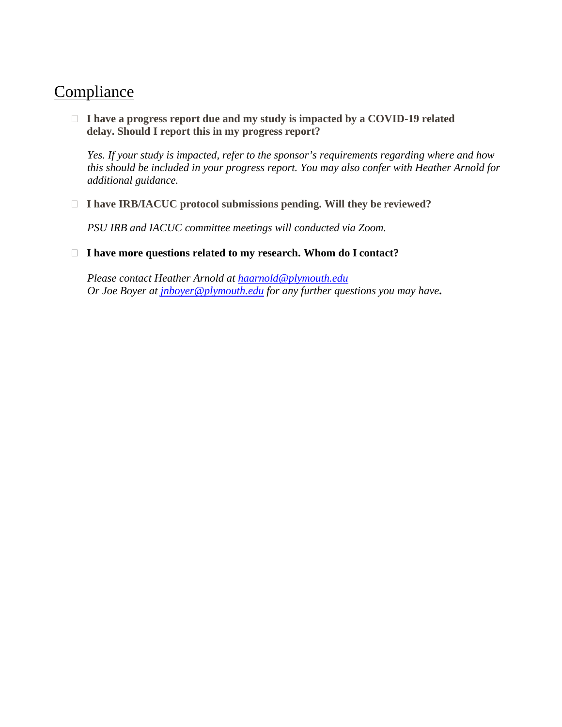## Compliance

- **I have a progress report due and my study is impacted by a COVID-19 related delay. Should I report this in my progress report?**

  *Yes. If your study is impacted, refer to the sponsor's requirements regarding where and how this should be included in your progress report. You may also confer with Heather Arnold for additional guidance.*

- **I have IRB/IACUC protocol submissions pending. Will they be reviewed?**

  *PSU IRB and IACUC committee meetings will conducted via Zoom.*

- **I have more questions related to my research. Whom do I contact?**

  *Please contact Heather Arnold at [haarnold@plymouth.edu](mailto:haarnold@plymouth.edu)*
  *Or Joe Boyer at [jnboyer@plymouth.edu](mailto:jnboyer@plymouth.edu) for any further questions you may have.*